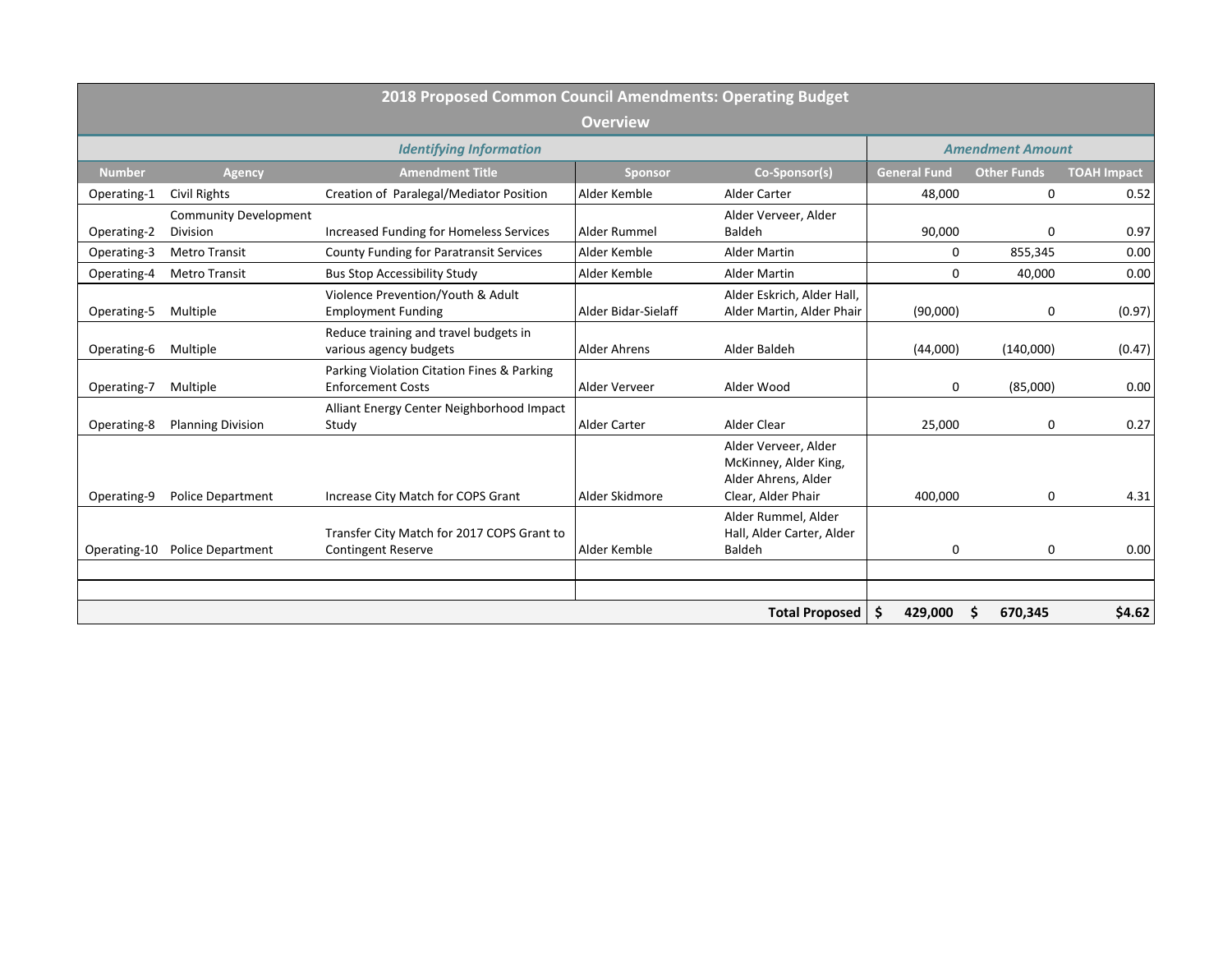# 2018 Proposed Common Council Amendments: Operating Budget

## Overview

| *Identifying Information* | | | | | *Amendment Amount* | | |
|---|---|---|---|---|---|---|---|
| **Number** | **Agency** | **Amendment Title** | **Sponsor** | **Co-Sponsor(s)** | **General Fund** | **Other Funds** | **TOAH Impact** |
| Operating-1 | Civil Rights | Creation of Paralegal/Mediator Position | Alder Kemble | Alder Carter | 48,000 | 0 | 0.52 |
| Operating-2 | Community Development Division | Increased Funding for Homeless Services | Alder Rummel | Alder Verveer, Alder Baldeh | 90,000 | 0 | 0.97 |
| Operating-3 | Metro Transit | County Funding for Paratransit Services | Alder Kemble | Alder Martin | 0 | 855,345 | 0.00 |
| Operating-4 | Metro Transit | Bus Stop Accessibility Study | Alder Kemble | Alder Martin | 0 | 40,000 | 0.00 |
| Operating-5 | Multiple | Violence Prevention/Youth & Adult Employment Funding | Alder Bidar-Sielaff | Alder Eskrich, Alder Hall, Alder Martin, Alder Phair | (90,000) | 0 | (0.97) |
| Operating-6 | Multiple | Reduce training and travel budgets in various agency budgets | Alder Ahrens | Alder Baldeh | (44,000) | (140,000) | (0.47) |
| Operating-7 | Multiple | Parking Violation Citation Fines & Parking Enforcement Costs | Alder Verveer | Alder Wood | 0 | (85,000) | 0.00 |
| Operating-8 | Planning Division | Alliant Energy Center Neighborhood Impact Study | Alder Carter | Alder Clear | 25,000 | 0 | 0.27 |
| Operating-9 | Police Department | Increase City Match for COPS Grant | Alder Skidmore | Alder Verveer, Alder McKinney, Alder King, Alder Ahrens, Alder Clear, Alder Phair | 400,000 | 0 | 4.31 |
| Operating-10 | Police Department | Transfer City Match for 2017 COPS Grant to Contingent Reserve | Alder Kemble | Alder Rummel, Alder Hall, Alder Carter, Alder Baldeh | 0 | 0 | 0.00 |
| | | | | | | | |
| | | | | | | | |
| | | | | | **Total Proposed** | $ 429,000 | $ 670,345 | $4.62 |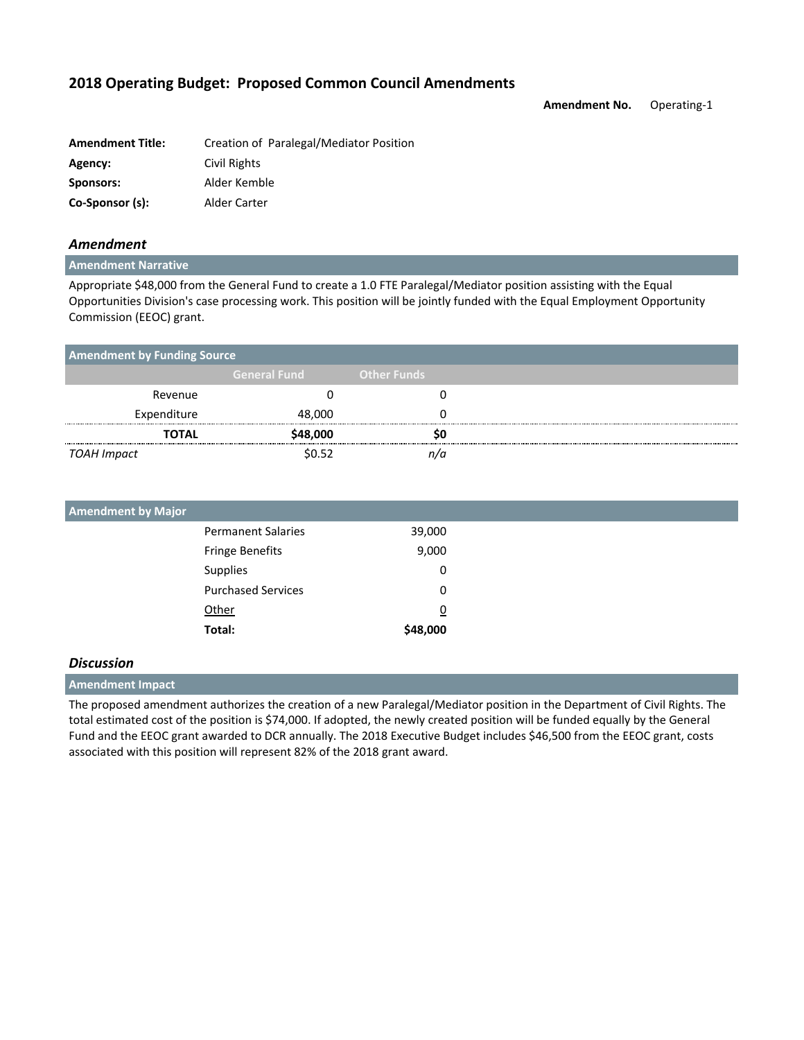## 2018 Operating Budget: Proposed Common Council Amendments

**Amendment No.** Operating-1

| | |
|---|---|
| **Amendment Title:** | Creation of Paralegal/Mediator Position |
| **Agency:** | Civil Rights |
| **Sponsors:** | Alder Kemble |
| **Co-Sponsor (s):** | Alder Carter |

### *Amendment*

**Amendment Narrative**

Appropriate $48,000 from the General Fund to create a 1.0 FTE Paralegal/Mediator position assisting with the Equal Opportunities Division's case processing work. This position will be jointly funded with the Equal Employment Opportunity Commission (EEOC) grant.

**Amendment by Funding Source**

| | General Fund | Other Funds |
|---|---|---|
| Revenue | 0 | 0 |
| Expenditure | 48,000 | 0 |
| **TOTAL** | **$48,000** | **$0** |
| *TOAH Impact* | $0.52 | *n/a* |

**Amendment by Major**

| | |
|---|---|
| Permanent Salaries | 39,000 |
| Fringe Benefits | 9,000 |
| Supplies | 0 |
| Purchased Services | 0 |
| Other | 0 |
| **Total:** | **$48,000** |

### *Discussion*

**Amendment Impact**

The proposed amendment authorizes the creation of a new Paralegal/Mediator position in the Department of Civil Rights. The total estimated cost of the position is $74,000. If adopted, the newly created position will be funded equally by the General Fund and the EEOC grant awarded to DCR annually. The 2018 Executive Budget includes $46,500 from the EEOC grant, costs associated with this position will represent 82% of the 2018 grant award.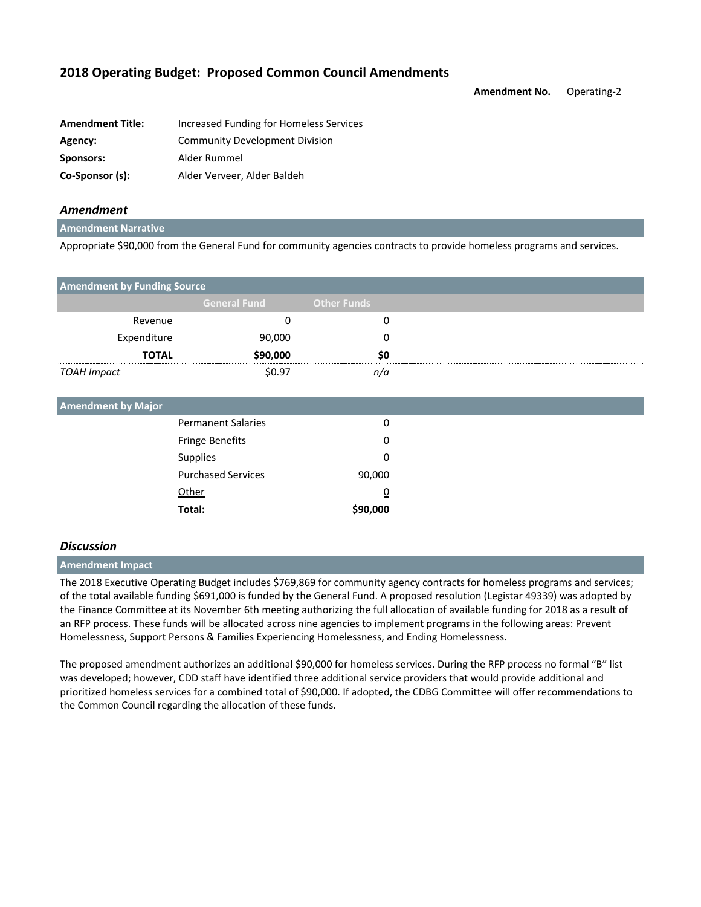## 2018 Operating Budget: Proposed Common Council Amendments

**Amendment No.** Operating-2

| | |
|---|---|
| **Amendment Title:** | Increased Funding for Homeless Services |
| **Agency:** | Community Development Division |
| **Sponsors:** | Alder Rummel |
| **Co-Sponsor (s):** | Alder Verveer, Alder Baldeh |

### *Amendment*

**Amendment Narrative**

Appropriate $90,000 from the General Fund for community agencies contracts to provide homeless programs and services.

**Amendment by Funding Source**

| | General Fund | Other Funds |
|---|---|---|
| Revenue | 0 | 0 |
| Expenditure | 90,000 | 0 |
| **TOTAL** | **$90,000** | **$0** |
| *TOAH Impact* | $0.97 | *n/a* |

**Amendment by Major**

| | |
|---|---|
| Permanent Salaries | 0 |
| Fringe Benefits | 0 |
| Supplies | 0 |
| Purchased Services | 90,000 |
| Other | 0 |
| **Total:** | **$90,000** |

### *Discussion*

**Amendment Impact**

The 2018 Executive Operating Budget includes $769,869 for community agency contracts for homeless programs and services; of the total available funding $691,000 is funded by the General Fund. A proposed resolution (Legistar 49339) was adopted by the Finance Committee at its November 6th meeting authorizing the full allocation of available funding for 2018 as a result of an RFP process. These funds will be allocated across nine agencies to implement programs in the following areas: Prevent Homelessness, Support Persons & Families Experiencing Homelessness, and Ending Homelessness.

The proposed amendment authorizes an additional $90,000 for homeless services. During the RFP process no formal "B" list was developed; however, CDD staff have identified three additional service providers that would provide additional and prioritized homeless services for a combined total of $90,000. If adopted, the CDBG Committee will offer recommendations to the Common Council regarding the allocation of these funds.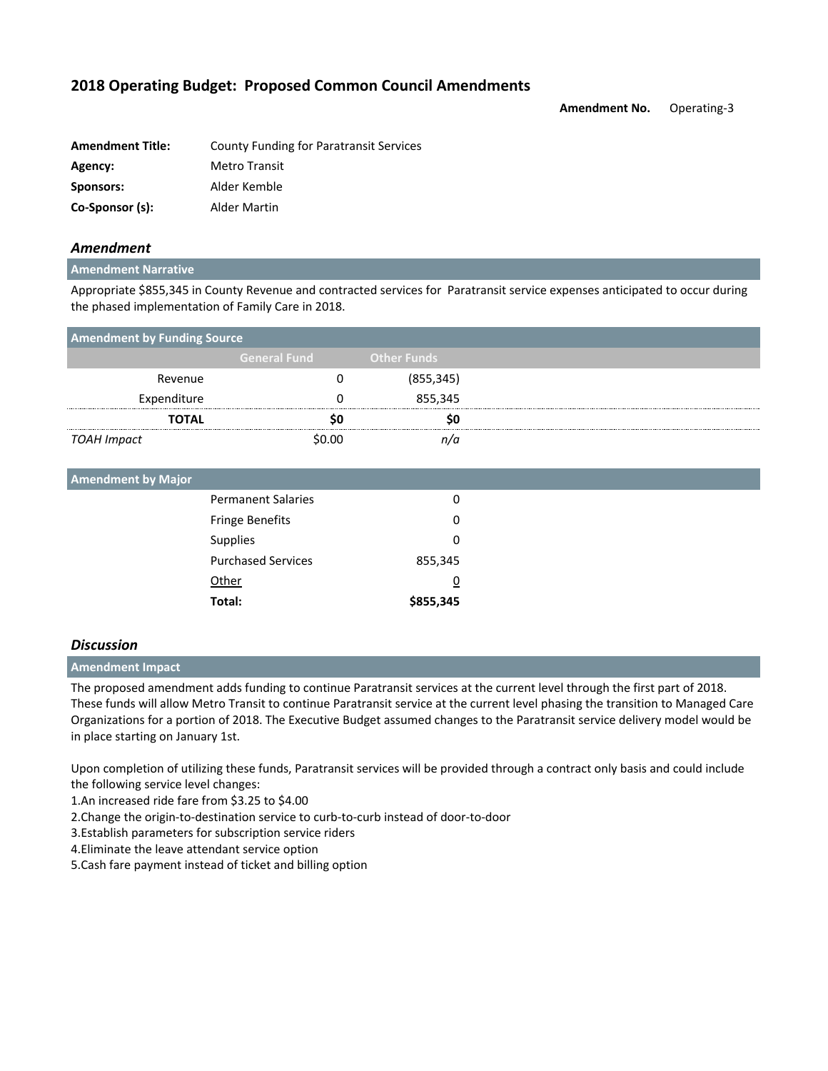## 2018 Operating Budget: Proposed Common Council Amendments

**Amendment No.** Operating-3

| | |
|---|---|
| **Amendment Title:** | County Funding for Paratransit Services |
| **Agency:** | Metro Transit |
| **Sponsors:** | Alder Kemble |
| **Co-Sponsor (s):** | Alder Martin |

### *Amendment*

**Amendment Narrative**

Appropriate $855,345 in County Revenue and contracted services for Paratransit service expenses anticipated to occur during the phased implementation of Family Care in 2018.

**Amendment by Funding Source**

| | General Fund | Other Funds |
|---|---|---|
| Revenue | 0 | (855,345) |
| Expenditure | 0 | 855,345 |
| **TOTAL** | **$0** | **$0** |
| *TOAH Impact* | $0.00 | *n/a* |

**Amendment by Major**

| | |
|---|---|
| Permanent Salaries | 0 |
| Fringe Benefits | 0 |
| Supplies | 0 |
| Purchased Services | 855,345 |
| Other | 0 |
| **Total:** | **$855,345** |

### *Discussion*

**Amendment Impact**

The proposed amendment adds funding to continue Paratransit services at the current level through the first part of 2018. These funds will allow Metro Transit to continue Paratransit service at the current level phasing the transition to Managed Care Organizations for a portion of 2018. The Executive Budget assumed changes to the Paratransit service delivery model would be in place starting on January 1st.

Upon completion of utilizing these funds, Paratransit services will be provided through a contract only basis and could include the following service level changes:

1. An increased ride fare from $3.25 to $4.00
2. Change the origin-to-destination service to curb-to-curb instead of door-to-door
3. Establish parameters for subscription service riders
4. Eliminate the leave attendant service option
5. Cash fare payment instead of ticket and billing option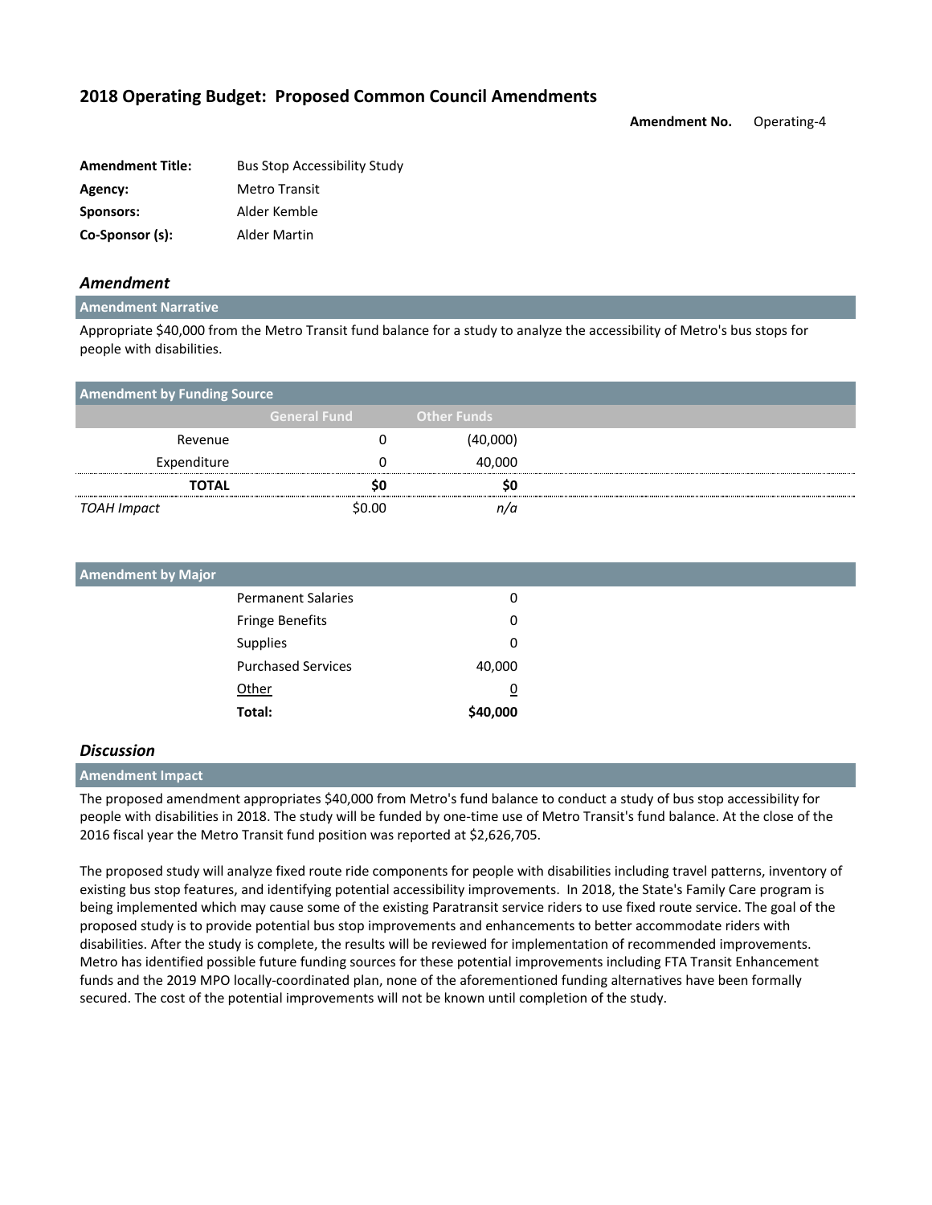## 2018 Operating Budget: Proposed Common Council Amendments

**Amendment No.** Operating-4

**Amendment Title:** Bus Stop Accessibility Study
**Agency:** Metro Transit
**Sponsors:** Alder Kemble
**Co-Sponsor (s):** Alder Martin

### *Amendment*

**Amendment Narrative**

Appropriate $40,000 from the Metro Transit fund balance for a study to analyze the accessibility of Metro's bus stops for people with disabilities.

**Amendment by Funding Source**

| | General Fund | Other Funds |
|---|---|---|
| Revenue | 0 | (40,000) |
| Expenditure | 0 | 40,000 |
| **TOTAL** | **$0** | **$0** |
| *TOAH Impact* | $0.00 | *n/a* |

**Amendment by Major**

| | |
|---|---|
| Permanent Salaries | 0 |
| Fringe Benefits | 0 |
| Supplies | 0 |
| Purchased Services | 40,000 |
| Other | 0 |
| **Total:** | **$40,000** |

### *Discussion*

**Amendment Impact**

The proposed amendment appropriates $40,000 from Metro's fund balance to conduct a study of bus stop accessibility for people with disabilities in 2018. The study will be funded by one-time use of Metro Transit's fund balance. At the close of the 2016 fiscal year the Metro Transit fund position was reported at $2,626,705.

The proposed study will analyze fixed route ride components for people with disabilities including travel patterns, inventory of existing bus stop features, and identifying potential accessibility improvements. In 2018, the State's Family Care program is being implemented which may cause some of the existing Paratransit service riders to use fixed route service. The goal of the proposed study is to provide potential bus stop improvements and enhancements to better accommodate riders with disabilities. After the study is complete, the results will be reviewed for implementation of recommended improvements. Metro has identified possible future funding sources for these potential improvements including FTA Transit Enhancement funds and the 2019 MPO locally-coordinated plan, none of the aforementioned funding alternatives have been formally secured. The cost of the potential improvements will not be known until completion of the study.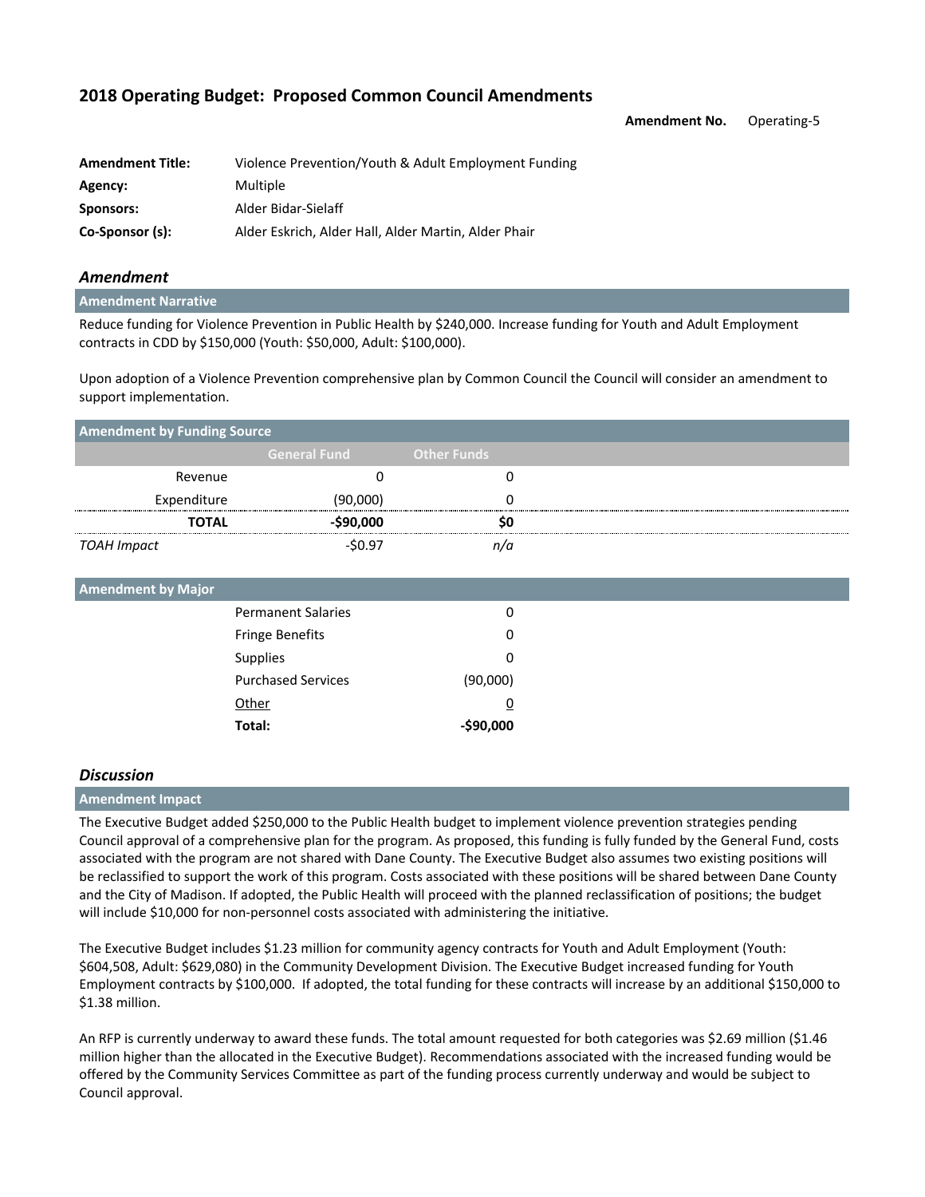## 2018 Operating Budget: Proposed Common Council Amendments

**Amendment No.** Operating-5

| | |
|---|---|
| **Amendment Title:** | Violence Prevention/Youth & Adult Employment Funding |
| **Agency:** | Multiple |
| **Sponsors:** | Alder Bidar-Sielaff |
| **Co-Sponsor (s):** | Alder Eskrich, Alder Hall, Alder Martin, Alder Phair |

### *Amendment*

**Amendment Narrative**

Reduce funding for Violence Prevention in Public Health by $240,000. Increase funding for Youth and Adult Employment contracts in CDD by $150,000 (Youth: $50,000, Adult: $100,000).

Upon adoption of a Violence Prevention comprehensive plan by Common Council the Council will consider an amendment to support implementation.

**Amendment by Funding Source**

| | General Fund | Other Funds |
|---|---|---|
| Revenue | 0 | 0 |
| Expenditure | (90,000) | 0 |
| **TOTAL** | **-$90,000** | **$0** |
| *TOAH Impact* | -$0.97 | *n/a* |

**Amendment by Major**

| | |
|---|---|
| Permanent Salaries | 0 |
| Fringe Benefits | 0 |
| Supplies | 0 |
| Purchased Services | (90,000) |
| Other | 0 |
| **Total:** | **-$90,000** |

### *Discussion*

**Amendment Impact**

The Executive Budget added $250,000 to the Public Health budget to implement violence prevention strategies pending Council approval of a comprehensive plan for the program. As proposed, this funding is fully funded by the General Fund, costs associated with the program are not shared with Dane County. The Executive Budget also assumes two existing positions will be reclassified to support the work of this program. Costs associated with these positions will be shared between Dane County and the City of Madison. If adopted, the Public Health will proceed with the planned reclassification of positions; the budget will include $10,000 for non-personnel costs associated with administering the initiative.

The Executive Budget includes $1.23 million for community agency contracts for Youth and Adult Employment (Youth: $604,508, Adult: $629,080) in the Community Development Division. The Executive Budget increased funding for Youth Employment contracts by $100,000. If adopted, the total funding for these contracts will increase by an additional $150,000 to $1.38 million.

An RFP is currently underway to award these funds. The total amount requested for both categories was $2.69 million ($1.46 million higher than the allocated in the Executive Budget). Recommendations associated with the increased funding would be offered by the Community Services Committee as part of the funding process currently underway and would be subject to Council approval.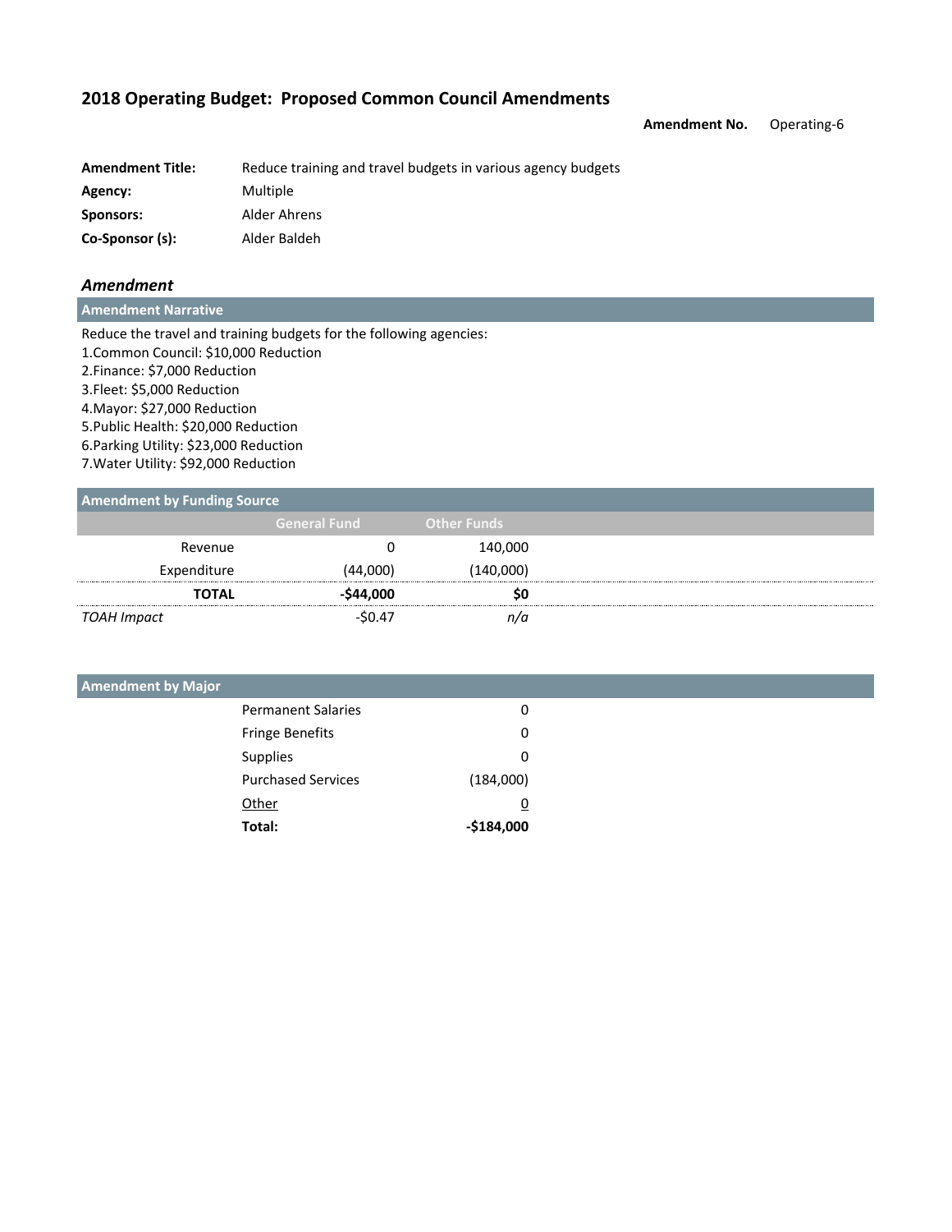## 2018 Operating Budget: Proposed Common Council Amendments

**Amendment No.** Operating-6

| | |
|---|---|
| **Amendment Title:** | Reduce training and travel budgets in various agency budgets |
| **Agency:** | Multiple |
| **Sponsors:** | Alder Ahrens |
| **Co-Sponsor (s):** | Alder Baldeh |

### *Amendment*

**Amendment Narrative**

Reduce the travel and training budgets for the following agencies:

1. Common Council: $10,000 Reduction
2. Finance: $7,000 Reduction
3. Fleet: $5,000 Reduction
4. Mayor: $27,000 Reduction
5. Public Health: $20,000 Reduction
6. Parking Utility: $23,000 Reduction
7. Water Utility: $92,000 Reduction

**Amendment by Funding Source**

| | General Fund | Other Funds |
|---|---|---|
| Revenue | 0 | 140,000 |
| Expenditure | (44,000) | (140,000) |
| **TOTAL** | **-$44,000** | **$0** |
| *TOAH Impact* | -$0.47 | *n/a* |

**Amendment by Major**

| | |
|---|---|
| Permanent Salaries | 0 |
| Fringe Benefits | 0 |
| Supplies | 0 |
| Purchased Services | (184,000) |
| Other | 0 |
| **Total:** | **-$184,000** |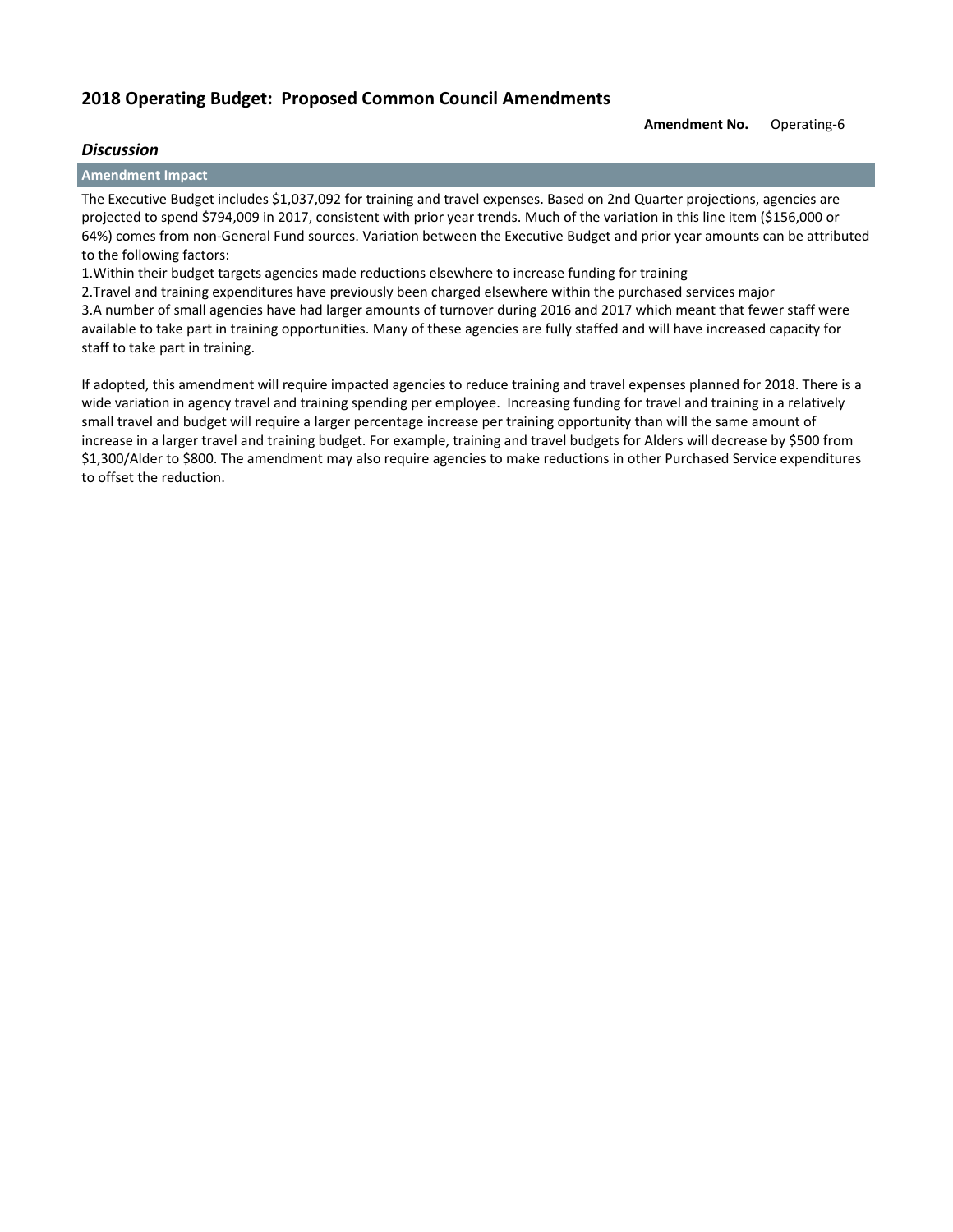## 2018 Operating Budget: Proposed Common Council Amendments

**Amendment No.** Operating-6

### *Discussion*

**Amendment Impact**

The Executive Budget includes $1,037,092 for training and travel expenses. Based on 2nd Quarter projections, agencies are projected to spend $794,009 in 2017, consistent with prior year trends. Much of the variation in this line item ($156,000 or 64%) comes from non-General Fund sources. Variation between the Executive Budget and prior year amounts can be attributed to the following factors:

1. Within their budget targets agencies made reductions elsewhere to increase funding for training
2. Travel and training expenditures have previously been charged elsewhere within the purchased services major
3. A number of small agencies have had larger amounts of turnover during 2016 and 2017 which meant that fewer staff were available to take part in training opportunities. Many of these agencies are fully staffed and will have increased capacity for staff to take part in training.

If adopted, this amendment will require impacted agencies to reduce training and travel expenses planned for 2018. There is a wide variation in agency travel and training spending per employee. Increasing funding for travel and training in a relatively small travel and budget will require a larger percentage increase per training opportunity than will the same amount of increase in a larger travel and training budget. For example, training and travel budgets for Alders will decrease by $500 from $1,300/Alder to $800. The amendment may also require agencies to make reductions in other Purchased Service expenditures to offset the reduction.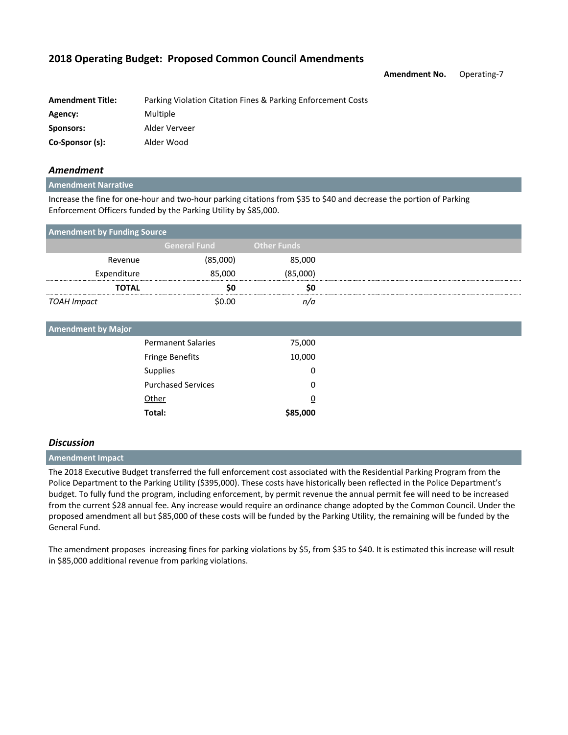## 2018 Operating Budget: Proposed Common Council Amendments

**Amendment No.** Operating-7

| | |
|---|---|
| **Amendment Title:** | Parking Violation Citation Fines & Parking Enforcement Costs |
| **Agency:** | Multiple |
| **Sponsors:** | Alder Verveer |
| **Co-Sponsor (s):** | Alder Wood |

### *Amendment*

**Amendment Narrative**

Increase the fine for one-hour and two-hour parking citations from $35 to $40 and decrease the portion of Parking Enforcement Officers funded by the Parking Utility by $85,000.

**Amendment by Funding Source**

| | General Fund | Other Funds |
|---|---|---|
| Revenue | (85,000) | 85,000 |
| Expenditure | 85,000 | (85,000) |
| **TOTAL** | **$0** | **$0** |
| *TOAH Impact* | $0.00 | *n/a* |

**Amendment by Major**

| | |
|---|---|
| Permanent Salaries | 75,000 |
| Fringe Benefits | 10,000 |
| Supplies | 0 |
| Purchased Services | 0 |
| Other | 0 |
| **Total:** | **$85,000** |

### *Discussion*

**Amendment Impact**

The 2018 Executive Budget transferred the full enforcement cost associated with the Residential Parking Program from the Police Department to the Parking Utility ($395,000). These costs have historically been reflected in the Police Department's budget. To fully fund the program, including enforcement, by permit revenue the annual permit fee will need to be increased from the current $28 annual fee. Any increase would require an ordinance change adopted by the Common Council. Under the proposed amendment all but $85,000 of these costs will be funded by the Parking Utility, the remaining will be funded by the General Fund.

The amendment proposes increasing fines for parking violations by $5, from $35 to $40. It is estimated this increase will result in $85,000 additional revenue from parking violations.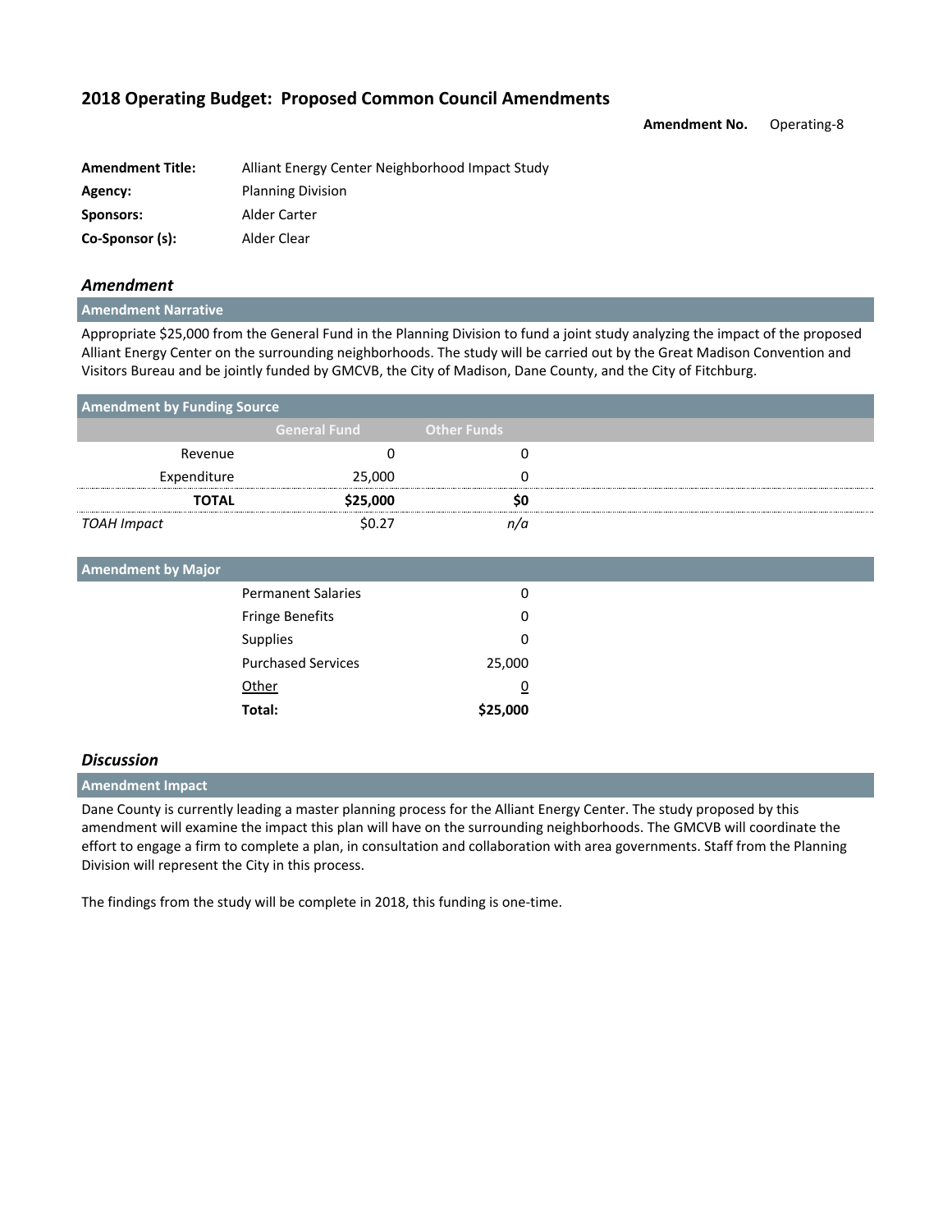## 2018 Operating Budget: Proposed Common Council Amendments

**Amendment No.** Operating-8

| | |
|---|---|
| **Amendment Title:** | Alliant Energy Center Neighborhood Impact Study |
| **Agency:** | Planning Division |
| **Sponsors:** | Alder Carter |
| **Co-Sponsor (s):** | Alder Clear |

### *Amendment*

**Amendment Narrative**

Appropriate $25,000 from the General Fund in the Planning Division to fund a joint study analyzing the impact of the proposed Alliant Energy Center on the surrounding neighborhoods. The study will be carried out by the Great Madison Convention and Visitors Bureau and be jointly funded by GMCVB, the City of Madison, Dane County, and the City of Fitchburg.

**Amendment by Funding Source**

| | General Fund | Other Funds |
|---|---|---|
| Revenue | 0 | 0 |
| Expenditure | 25,000 | 0 |
| **TOTAL** | **$25,000** | **$0** |
| *TOAH Impact* | $0.27 | *n/a* |

**Amendment by Major**

| | |
|---|---|
| Permanent Salaries | 0 |
| Fringe Benefits | 0 |
| Supplies | 0 |
| Purchased Services | 25,000 |
| Other | 0 |
| **Total:** | **$25,000** |

### *Discussion*

**Amendment Impact**

Dane County is currently leading a master planning process for the Alliant Energy Center. The study proposed by this amendment will examine the impact this plan will have on the surrounding neighborhoods. The GMCVB will coordinate the effort to engage a firm to complete a plan, in consultation and collaboration with area governments. Staff from the Planning Division will represent the City in this process.

The findings from the study will be complete in 2018, this funding is one-time.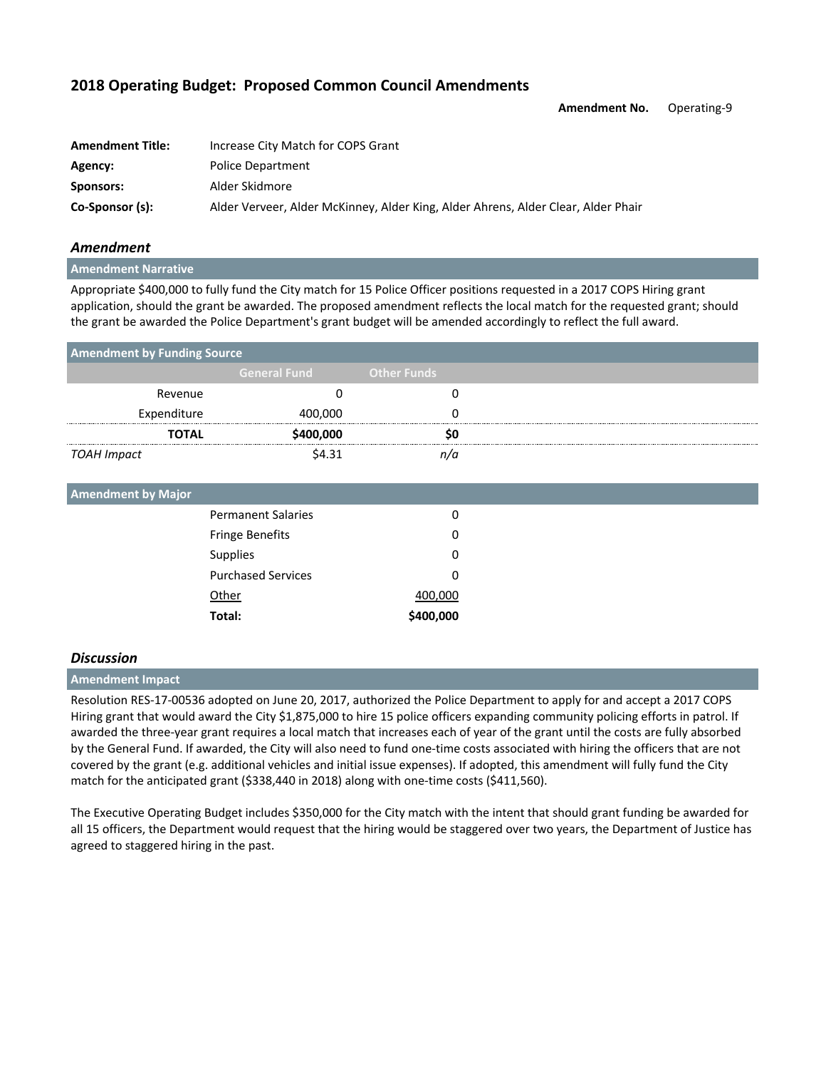## 2018 Operating Budget: Proposed Common Council Amendments

**Amendment No.** Operating-9

| | |
|---|---|
| **Amendment Title:** | Increase City Match for COPS Grant |
| **Agency:** | Police Department |
| **Sponsors:** | Alder Skidmore |
| **Co-Sponsor (s):** | Alder Verveer, Alder McKinney, Alder King, Alder Ahrens, Alder Clear, Alder Phair |

### *Amendment*

**Amendment Narrative**

Appropriate $400,000 to fully fund the City match for 15 Police Officer positions requested in a 2017 COPS Hiring grant application, should the grant be awarded. The proposed amendment reflects the local match for the requested grant; should the grant be awarded the Police Department's grant budget will be amended accordingly to reflect the full award.

**Amendment by Funding Source**

| | General Fund | Other Funds |
|---|---|---|
| Revenue | 0 | 0 |
| Expenditure | 400,000 | 0 |
| **TOTAL** | **$400,000** | **$0** |
| *TOAH Impact* | $4.31 | *n/a* |

**Amendment by Major**

| | |
|---|---|
| Permanent Salaries | 0 |
| Fringe Benefits | 0 |
| Supplies | 0 |
| Purchased Services | 0 |
| Other | 400,000 |
| **Total:** | **$400,000** |

### *Discussion*

**Amendment Impact**

Resolution RES-17-00536 adopted on June 20, 2017, authorized the Police Department to apply for and accept a 2017 COPS Hiring grant that would award the City $1,875,000 to hire 15 police officers expanding community policing efforts in patrol. If awarded the three-year grant requires a local match that increases each of year of the grant until the costs are fully absorbed by the General Fund. If awarded, the City will also need to fund one-time costs associated with hiring the officers that are not covered by the grant (e.g. additional vehicles and initial issue expenses). If adopted, this amendment will fully fund the City match for the anticipated grant ($338,440 in 2018) along with one-time costs ($411,560).

The Executive Operating Budget includes $350,000 for the City match with the intent that should grant funding be awarded for all 15 officers, the Department would request that the hiring would be staggered over two years, the Department of Justice has agreed to staggered hiring in the past.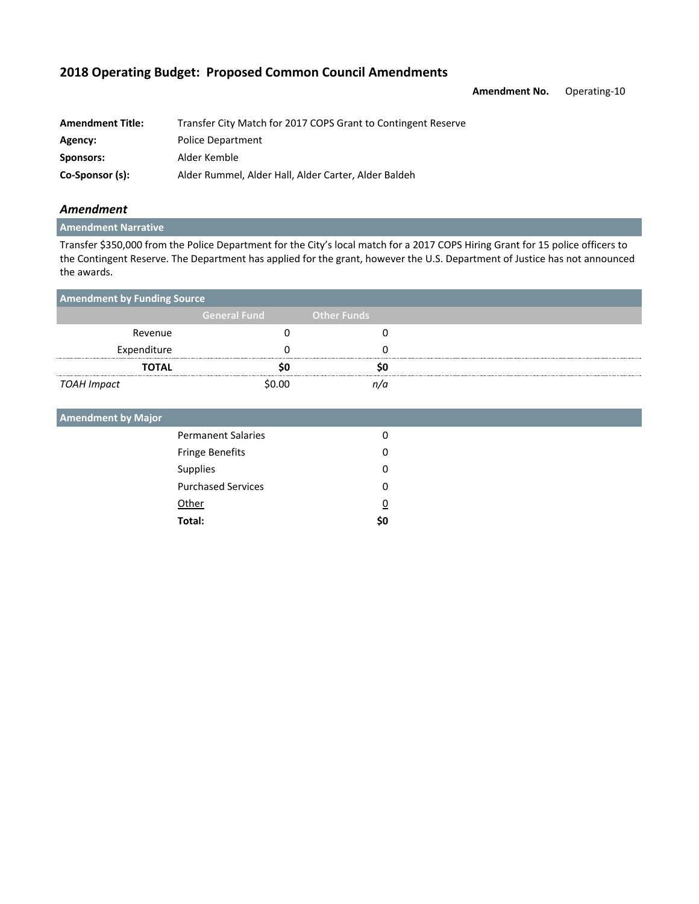## 2018 Operating Budget: Proposed Common Council Amendments

**Amendment No.** Operating-10

| | |
|---|---|
| **Amendment Title:** | Transfer City Match for 2017 COPS Grant to Contingent Reserve |
| **Agency:** | Police Department |
| **Sponsors:** | Alder Kemble |
| **Co-Sponsor (s):** | Alder Rummel, Alder Hall, Alder Carter, Alder Baldeh |

### *Amendment*

**Amendment Narrative**

Transfer $350,000 from the Police Department for the City's local match for a 2017 COPS Hiring Grant for 15 police officers to the Contingent Reserve. The Department has applied for the grant, however the U.S. Department of Justice has not announced the awards.

**Amendment by Funding Source**

| | General Fund | Other Funds |
|---|---|---|
| Revenue | 0 | 0 |
| Expenditure | 0 | 0 |
| **TOTAL** | **$0** | **$0** |
| *TOAH Impact* | $0.00 | *n/a* |

**Amendment by Major**

| | |
|---|---|
| Permanent Salaries | 0 |
| Fringe Benefits | 0 |
| Supplies | 0 |
| Purchased Services | 0 |
| Other | 0 |
| **Total:** | **$0** |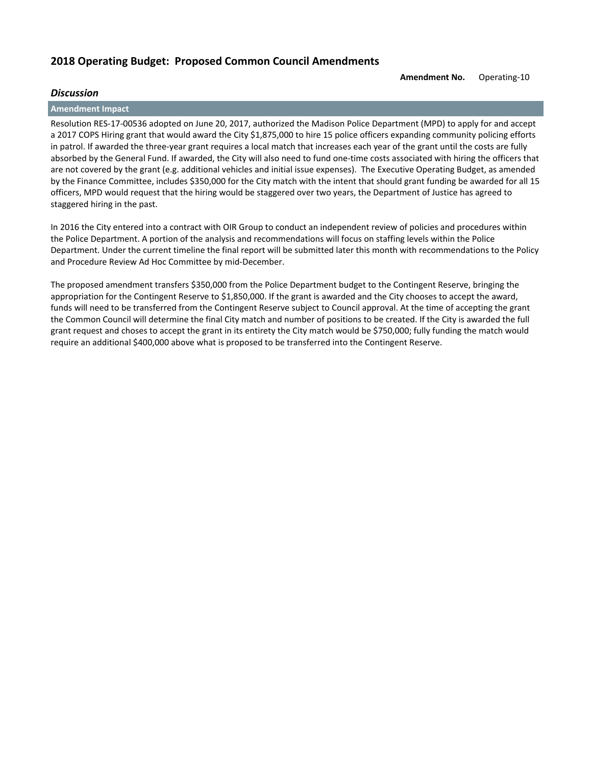## 2018 Operating Budget: Proposed Common Council Amendments

**Amendment No.** Operating-10

### *Discussion*

**Amendment Impact**

Resolution RES-17-00536 adopted on June 20, 2017, authorized the Madison Police Department (MPD) to apply for and accept a 2017 COPS Hiring grant that would award the City $1,875,000 to hire 15 police officers expanding community policing efforts in patrol. If awarded the three-year grant requires a local match that increases each year of the grant until the costs are fully absorbed by the General Fund. If awarded, the City will also need to fund one-time costs associated with hiring the officers that are not covered by the grant (e.g. additional vehicles and initial issue expenses). The Executive Operating Budget, as amended by the Finance Committee, includes $350,000 for the City match with the intent that should grant funding be awarded for all 15 officers, MPD would request that the hiring would be staggered over two years, the Department of Justice has agreed to staggered hiring in the past.

In 2016 the City entered into a contract with OIR Group to conduct an independent review of policies and procedures within the Police Department. A portion of the analysis and recommendations will focus on staffing levels within the Police Department. Under the current timeline the final report will be submitted later this month with recommendations to the Policy and Procedure Review Ad Hoc Committee by mid-December.

The proposed amendment transfers $350,000 from the Police Department budget to the Contingent Reserve, bringing the appropriation for the Contingent Reserve to $1,850,000. If the grant is awarded and the City chooses to accept the award, funds will need to be transferred from the Contingent Reserve subject to Council approval. At the time of accepting the grant the Common Council will determine the final City match and number of positions to be created. If the City is awarded the full grant request and choses to accept the grant in its entirety the City match would be $750,000; fully funding the match would require an additional $400,000 above what is proposed to be transferred into the Contingent Reserve.